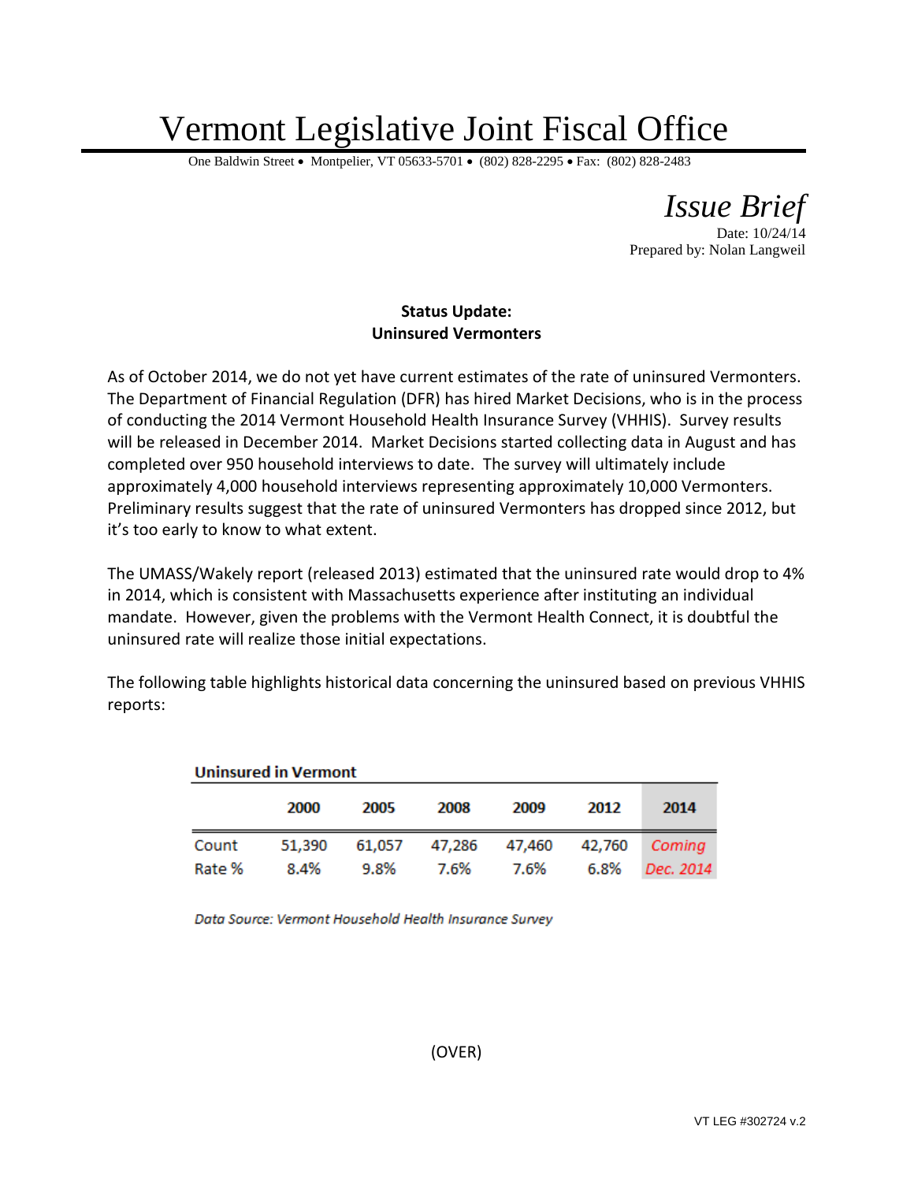# Vermont Legislative Joint Fiscal Office

One Baldwin Street • Montpelier, VT 05633-5701 • (802) 828-2295 • Fax: (802) 828-2483

*Issue Brief*

Date: 10/24/14

Prepared by: Nolan Langweil

## Status Update: Uninsured Vermonters

As of October 2014, we do not yet have current estimates of the rate of uninsured Vermonters. The Department of Financial Regulation (DFR) has hired Market Decisions, who is in the process of conducting the 2014 Vermont Household Health Insurance Survey (VHHIS). Survey results will be released in December 2014. Market Decisions started collecting data in August and has completed over 950 household interviews to date. The survey will ultimately include approximately 4,000 household interviews representing approximately 10,000 Vermonters. Preliminary results suggest that the rate of uninsured Vermonters has dropped since 2012, but it's too early to know to what extent.

The UMASS/Wakely report (released 2013) estimated that the uninsured rate would drop to 4% in 2014, which is consistent with Massachusetts experience after instituting an individual mandate. However, given the problems with the Vermont Health Connect, it is doubtful the uninsured rate will realize those initial expectations.

The following table highlights historical data concerning the uninsured based on previous VHHIS reports:

**Uninsured in Vermont**

| | 2000 | 2005 | 2008 | 2009 | 2012 | 2014 |
|---|---|---|---|---|---|---|
| Count | 51,390 | 61,057 | 47,286 | 47,460 | 42,760 | *Coming* |
| Rate % | 8.4% | 9.8% | 7.6% | 7.6% | 6.8% | *Dec. 2014* |

*Data Source: Vermont Household Health Insurance Survey*

(OVER)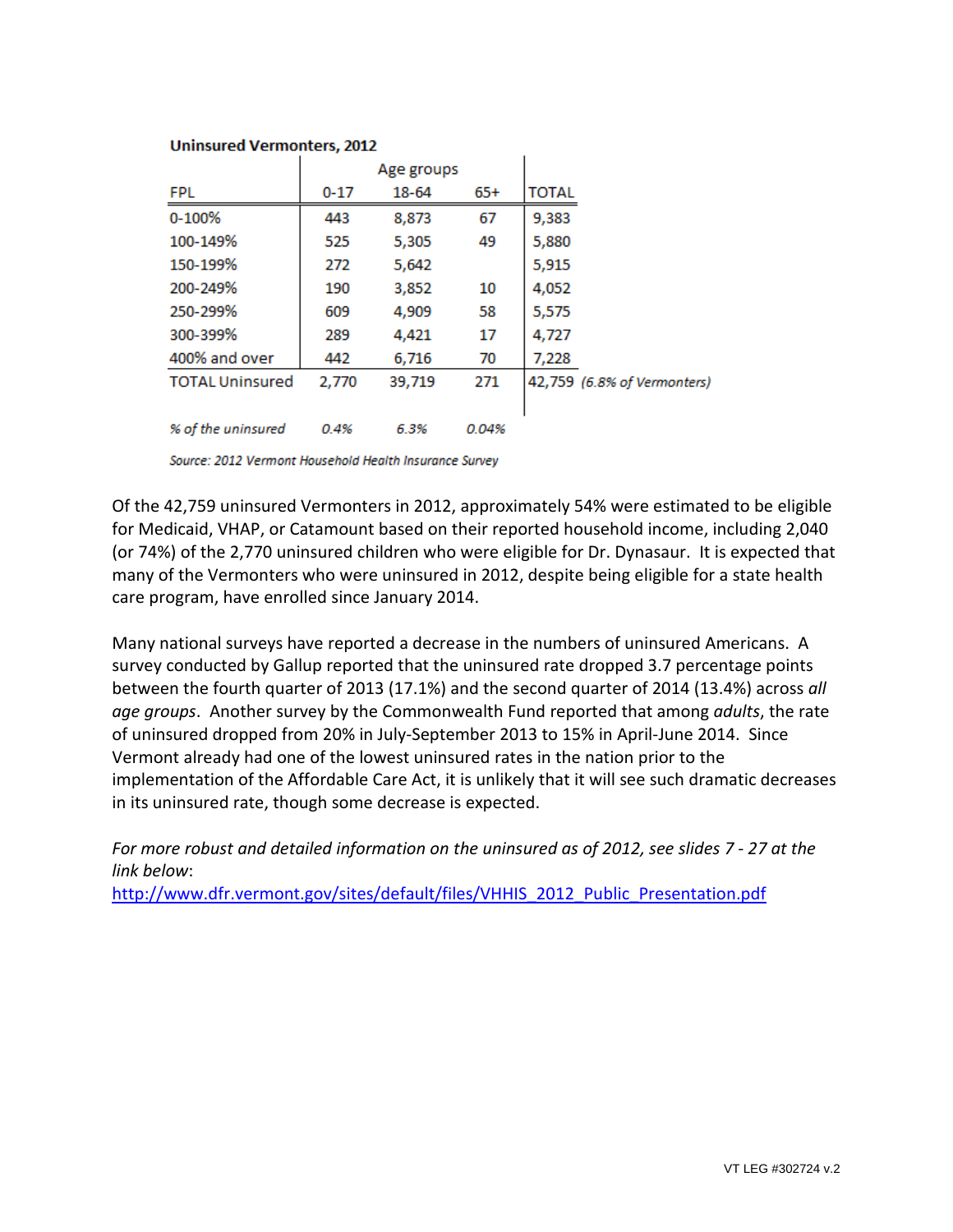**Uninsured Vermonters, 2012**

| FPL | 0-17 | 18-64 | 65+ | TOTAL |
|---|---|---|---|---|
| | Age groups | | | |
| 0-100% | 443 | 8,873 | 67 | 9,383 |
| 100-149% | 525 | 5,305 | 49 | 5,880 |
| 150-199% | 272 | 5,642 | | 5,915 |
| 200-249% | 190 | 3,852 | 10 | 4,052 |
| 250-299% | 609 | 4,909 | 58 | 5,575 |
| 300-399% | 289 | 4,421 | 17 | 4,727 |
| 400% and over | 442 | 6,716 | 70 | 7,228 |
| TOTAL Uninsured | 2,770 | 39,719 | 271 | 42,759 *(6.8% of Vermonters)* |
| *% of the uninsured* | *0.4%* | *6.3%* | *0.04%* | |

*Source: 2012 Vermont Household Health Insurance Survey*

Of the 42,759 uninsured Vermonters in 2012, approximately 54% were estimated to be eligible for Medicaid, VHAP, or Catamount based on their reported household income, including 2,040 (or 74%) of the 2,770 uninsured children who were eligible for Dr. Dynasaur. It is expected that many of the Vermonters who were uninsured in 2012, despite being eligible for a state health care program, have enrolled since January 2014.

Many national surveys have reported a decrease in the numbers of uninsured Americans. A survey conducted by Gallup reported that the uninsured rate dropped 3.7 percentage points between the fourth quarter of 2013 (17.1%) and the second quarter of 2014 (13.4%) across *all age groups*. Another survey by the Commonwealth Fund reported that among *adults*, the rate of uninsured dropped from 20% in July-September 2013 to 15% in April-June 2014. Since Vermont already had one of the lowest uninsured rates in the nation prior to the implementation of the Affordable Care Act, it is unlikely that it will see such dramatic decreases in its uninsured rate, though some decrease is expected.

*For more robust and detailed information on the uninsured as of 2012, see slides 7 - 27 at the link below*:
http://www.dfr.vermont.gov/sites/default/files/VHHIS_2012_Public_Presentation.pdf

VT LEG #302724 v.2